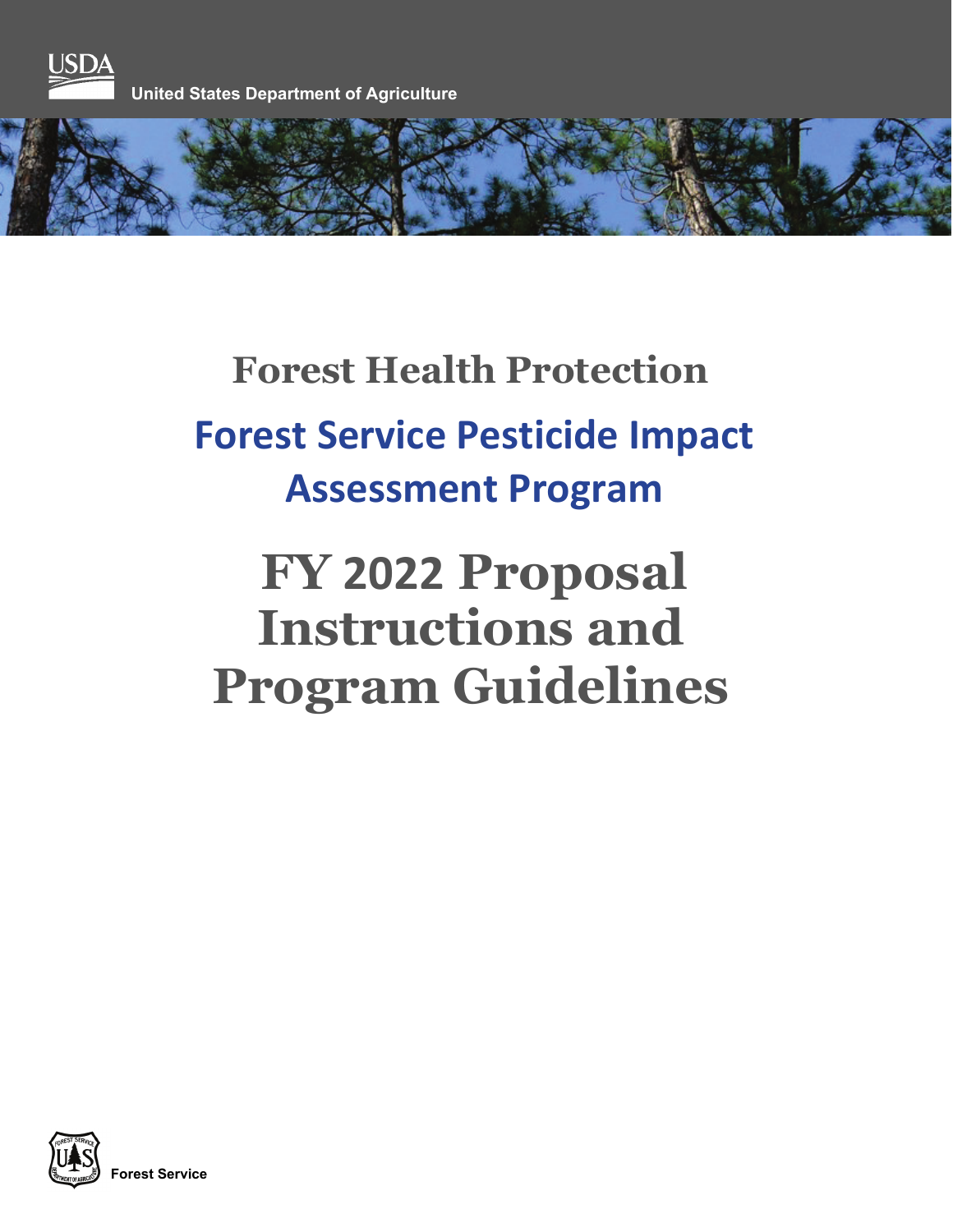USDA

United States Department of Agriculture

# Forest Health Protection

## Forest Service Pesticide Impact Assessment Program

# FY 2022 Proposal Instructions and Program Guidelines

Forest Service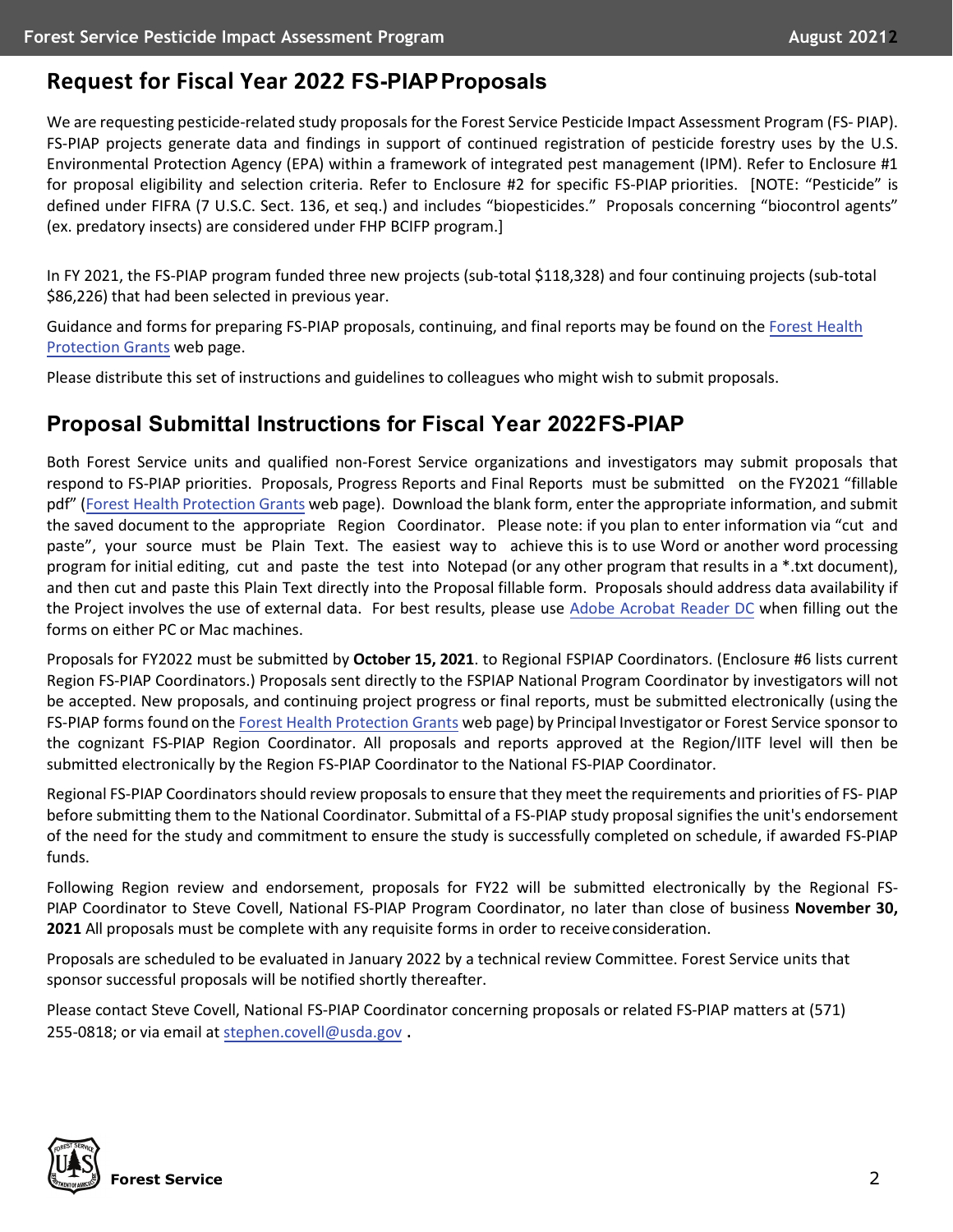## Request for Fiscal Year 2022 FS-PIAP Proposals

We are requesting pesticide-related study proposals for the Forest Service Pesticide Impact Assessment Program (FS- PIAP). FS-PIAP projects generate data and findings in support of continued registration of pesticide forestry uses by the U.S. Environmental Protection Agency (EPA) within a framework of integrated pest management (IPM). Refer to Enclosure #1 for proposal eligibility and selection criteria. Refer to Enclosure #2 for specific FS-PIAP priorities. [NOTE: "Pesticide" is defined under FIFRA (7 U.S.C. Sect. 136, et seq.) and includes "biopesticides." Proposals concerning "biocontrol agents" (ex. predatory insects) are considered under FHP BCIFP program.]

In FY 2021, the FS-PIAP program funded three new projects (sub-total $118,328) and four continuing projects (sub-total $86,226) that had been selected in previous year.

Guidance and forms for preparing FS-PIAP proposals, continuing, and final reports may be found on the Forest Health Protection Grants web page.

Please distribute this set of instructions and guidelines to colleagues who might wish to submit proposals.

## Proposal Submittal Instructions for Fiscal Year 2022 FS-PIAP

Both Forest Service units and qualified non-Forest Service organizations and investigators may submit proposals that respond to FS-PIAP priorities. Proposals, Progress Reports and Final Reports must be submitted on the FY2021 "fillable pdf" (Forest Health Protection Grants web page). Download the blank form, enter the appropriate information, and submit the saved document to the appropriate Region Coordinator. Please note: if you plan to enter information via "cut and paste", your source must be Plain Text. The easiest way to achieve this is to use Word or another word processing program for initial editing, cut and paste the test into Notepad (or any other program that results in a *.txt document), and then cut and paste this Plain Text directly into the Proposal fillable form. Proposals should address data availability if the Project involves the use of external data. For best results, please use Adobe Acrobat Reader DC when filling out the forms on either PC or Mac machines.

Proposals for FY2022 must be submitted by **October 15, 2021**. to Regional FSPIAP Coordinators. (Enclosure #6 lists current Region FS-PIAP Coordinators.) Proposals sent directly to the FSPIAP National Program Coordinator by investigators will not be accepted. New proposals, and continuing project progress or final reports, must be submitted electronically (using the FS-PIAP forms found on the Forest Health Protection Grants web page) by Principal Investigator or Forest Service sponsor to the cognizant FS-PIAP Region Coordinator. All proposals and reports approved at the Region/IITF level will then be submitted electronically by the Region FS-PIAP Coordinator to the National FS-PIAP Coordinator.

Regional FS-PIAP Coordinators should review proposals to ensure that they meet the requirements and priorities of FS- PIAP before submitting them to the National Coordinator. Submittal of a FS-PIAP study proposal signifies the unit's endorsement of the need for the study and commitment to ensure the study is successfully completed on schedule, if awarded FS-PIAP funds.

Following Region review and endorsement, proposals for FY22 will be submitted electronically by the Regional FS-PIAP Coordinator to Steve Covell, National FS-PIAP Program Coordinator, no later than close of business **November 30, 2021** All proposals must be complete with any requisite forms in order to receive consideration.

Proposals are scheduled to be evaluated in January 2022 by a technical review Committee. Forest Service units that sponsor successful proposals will be notified shortly thereafter.

Please contact Steve Covell, National FS-PIAP Coordinator concerning proposals or related FS-PIAP matters at (571) 255-0818; or via email at stephen.covell@usda.gov .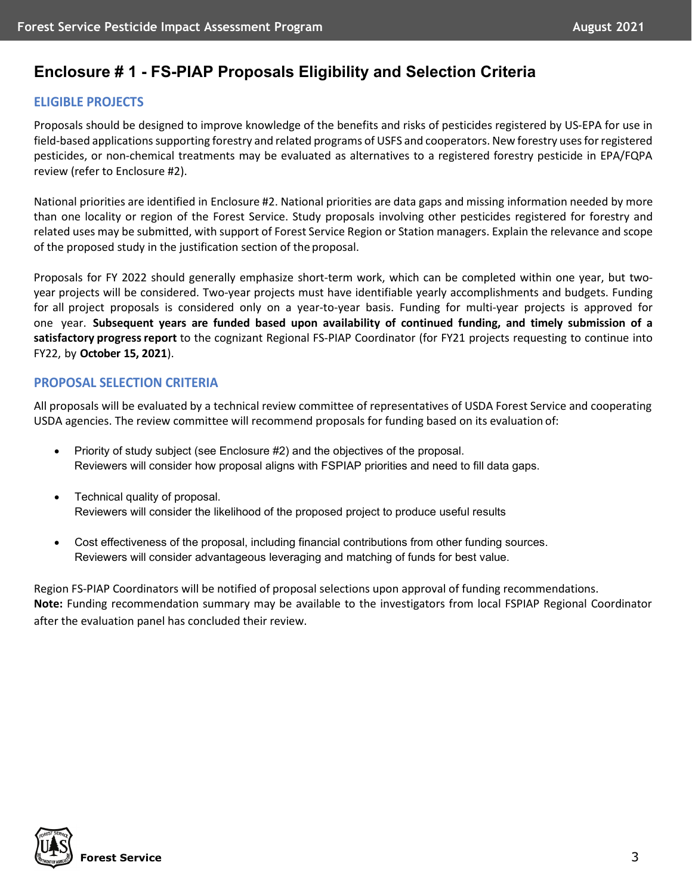# Enclosure # 1 - FS-PIAP Proposals Eligibility and Selection Criteria

## ELIGIBLE PROJECTS

Proposals should be designed to improve knowledge of the benefits and risks of pesticides registered by US-EPA for use in field-based applications supporting forestry and related programs of USFS and cooperators. New forestry uses for registered pesticides, or non-chemical treatments may be evaluated as alternatives to a registered forestry pesticide in EPA/FQPA review (refer to Enclosure #2).

National priorities are identified in Enclosure #2. National priorities are data gaps and missing information needed by more than one locality or region of the Forest Service. Study proposals involving other pesticides registered for forestry and related uses may be submitted, with support of Forest Service Region or Station managers. Explain the relevance and scope of the proposed study in the justification section of the proposal.

Proposals for FY 2022 should generally emphasize short-term work, which can be completed within one year, but two-year projects will be considered. Two-year projects must have identifiable yearly accomplishments and budgets. Funding for all project proposals is considered only on a year-to-year basis. Funding for multi-year projects is approved for one year. **Subsequent years are funded based upon availability of continued funding, and timely submission of a satisfactory progress report** to the cognizant Regional FS-PIAP Coordinator (for FY21 projects requesting to continue into FY22, by **October 15, 2021**).

## PROPOSAL SELECTION CRITERIA

All proposals will be evaluated by a technical review committee of representatives of USDA Forest Service and cooperating USDA agencies. The review committee will recommend proposals for funding based on its evaluation of:

- Priority of study subject (see Enclosure #2) and the objectives of the proposal.
  Reviewers will consider how proposal aligns with FSPIAP priorities and need to fill data gaps.

- Technical quality of proposal.
  Reviewers will consider the likelihood of the proposed project to produce useful results

- Cost effectiveness of the proposal, including financial contributions from other funding sources.
  Reviewers will consider advantageous leveraging and matching of funds for best value.

Region FS-PIAP Coordinators will be notified of proposal selections upon approval of funding recommendations.
**Note:** Funding recommendation summary may be available to the investigators from local FSPIAP Regional Coordinator after the evaluation panel has concluded their review.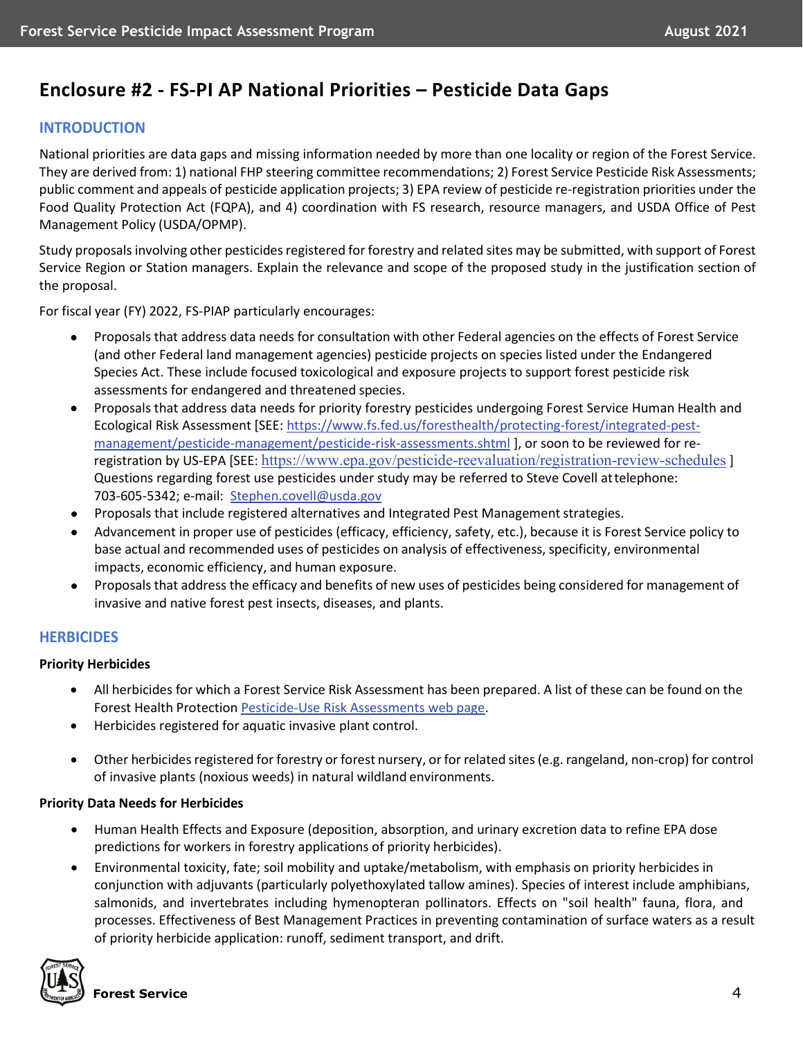# Enclosure #2 - FS-PI AP National Priorities – Pesticide Data Gaps

## INTRODUCTION

National priorities are data gaps and missing information needed by more than one locality or region of the Forest Service. They are derived from: 1) national FHP steering committee recommendations; 2) Forest Service Pesticide Risk Assessments; public comment and appeals of pesticide application projects; 3) EPA review of pesticide re-registration priorities under the Food Quality Protection Act (FQPA), and 4) coordination with FS research, resource managers, and USDA Office of Pest Management Policy (USDA/OPMP).

Study proposals involving other pesticides registered for forestry and related sites may be submitted, with support of Forest Service Region or Station managers. Explain the relevance and scope of the proposed study in the justification section of the proposal.

For fiscal year (FY) 2022, FS-PIAP particularly encourages:

- Proposals that address data needs for consultation with other Federal agencies on the effects of Forest Service (and other Federal land management agencies) pesticide projects on species listed under the Endangered Species Act. These include focused toxicological and exposure projects to support forest pesticide risk assessments for endangered and threatened species.
- Proposals that address data needs for priority forestry pesticides undergoing Forest Service Human Health and Ecological Risk Assessment [SEE: https://www.fs.fed.us/foresthealth/protecting-forest/integrated-pest-management/pesticide-management/pesticide-risk-assessments.shtml ], or soon to be reviewed for re-registration by US-EPA [SEE: https://www.epa.gov/pesticide-reevaluation/registration-review-schedules ] Questions regarding forest use pesticides under study may be referred to Steve Covell at telephone: 703-605-5342; e-mail: Stephen.covell@usda.gov
- Proposals that include registered alternatives and Integrated Pest Management strategies.
- Advancement in proper use of pesticides (efficacy, efficiency, safety, etc.), because it is Forest Service policy to base actual and recommended uses of pesticides on analysis of effectiveness, specificity, environmental impacts, economic efficiency, and human exposure.
- Proposals that address the efficacy and benefits of new uses of pesticides being considered for management of invasive and native forest pest insects, diseases, and plants.

## HERBICIDES

**Priority Herbicides**

- All herbicides for which a Forest Service Risk Assessment has been prepared. A list of these can be found on the Forest Health Protection Pesticide-Use Risk Assessments web page.
- Herbicides registered for aquatic invasive plant control.
- Other herbicides registered for forestry or forest nursery, or for related sites (e.g. rangeland, non-crop) for control of invasive plants (noxious weeds) in natural wildland environments.

**Priority Data Needs for Herbicides**

- Human Health Effects and Exposure (deposition, absorption, and urinary excretion data to refine EPA dose predictions for workers in forestry applications of priority herbicides).
- Environmental toxicity, fate; soil mobility and uptake/metabolism, with emphasis on priority herbicides in conjunction with adjuvants (particularly polyethoxylated tallow amines). Species of interest include amphibians, salmonids, and invertebrates including hymenopteran pollinators. Effects on "soil health" fauna, flora, and processes. Effectiveness of Best Management Practices in preventing contamination of surface waters as a result of priority herbicide application: runoff, sediment transport, and drift.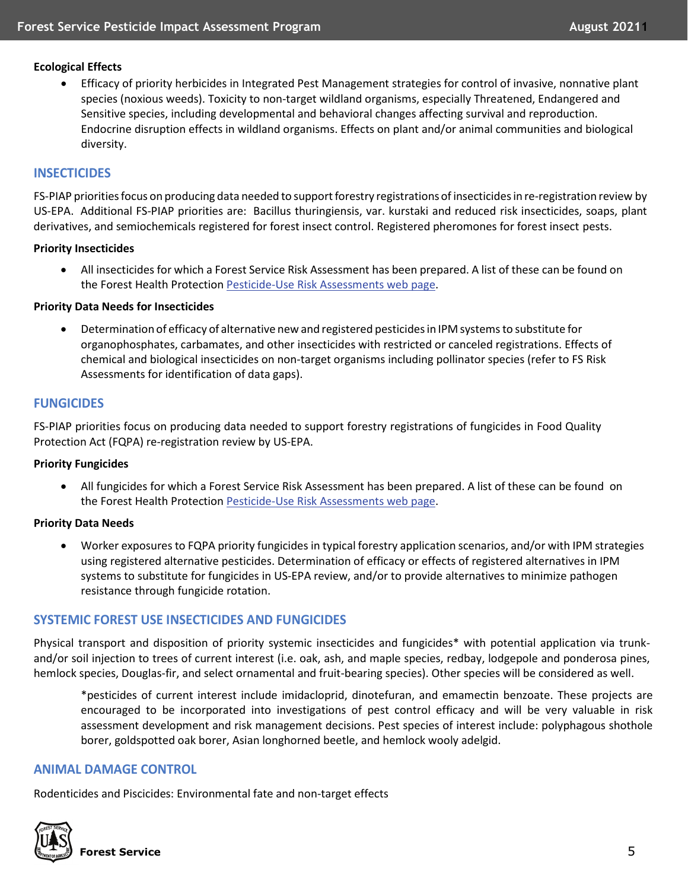**Ecological Effects**

- Efficacy of priority herbicides in Integrated Pest Management strategies for control of invasive, nonnative plant species (noxious weeds). Toxicity to non-target wildland organisms, especially Threatened, Endangered and Sensitive species, including developmental and behavioral changes affecting survival and reproduction. Endocrine disruption effects in wildland organisms. Effects on plant and/or animal communities and biological diversity.

## INSECTICIDES

FS-PIAP priorities focus on producing data needed to support forestry registrations of insecticides in re-registration review by US-EPA. Additional FS-PIAP priorities are: Bacillus thuringiensis, var. kurstaki and reduced risk insecticides, soaps, plant derivatives, and semiochemicals registered for forest insect control. Registered pheromones for forest insect pests.

**Priority Insecticides**

- All insecticides for which a Forest Service Risk Assessment has been prepared. A list of these can be found on the Forest Health Protection Pesticide-Use Risk Assessments web page.

**Priority Data Needs for Insecticides**

- Determination of efficacy of alternative new and registered pesticides in IPM systems to substitute for organophosphates, carbamates, and other insecticides with restricted or canceled registrations. Effects of chemical and biological insecticides on non-target organisms including pollinator species (refer to FS Risk Assessments for identification of data gaps).

## FUNGICIDES

FS-PIAP priorities focus on producing data needed to support forestry registrations of fungicides in Food Quality Protection Act (FQPA) re-registration review by US-EPA.

**Priority Fungicides**

- All fungicides for which a Forest Service Risk Assessment has been prepared. A list of these can be found on the Forest Health Protection Pesticide-Use Risk Assessments web page.

**Priority Data Needs**

- Worker exposures to FQPA priority fungicides in typical forestry application scenarios, and/or with IPM strategies using registered alternative pesticides. Determination of efficacy or effects of registered alternatives in IPM systems to substitute for fungicides in US-EPA review, and/or to provide alternatives to minimize pathogen resistance through fungicide rotation.

## SYSTEMIC FOREST USE INSECTICIDES AND FUNGICIDES

Physical transport and disposition of priority systemic insecticides and fungicides* with potential application via trunk- and/or soil injection to trees of current interest (i.e. oak, ash, and maple species, redbay, lodgepole and ponderosa pines, hemlock species, Douglas-fir, and select ornamental and fruit-bearing species). Other species will be considered as well.

> *pesticides of current interest include imidacloprid, dinotefuran, and emamectin benzoate. These projects are encouraged to be incorporated into investigations of pest control efficacy and will be very valuable in risk assessment development and risk management decisions. Pest species of interest include: polyphagous shothole borer, goldspotted oak borer, Asian longhorned beetle, and hemlock wooly adelgid.

## ANIMAL DAMAGE CONTROL

Rodenticides and Piscicides: Environmental fate and non-target effects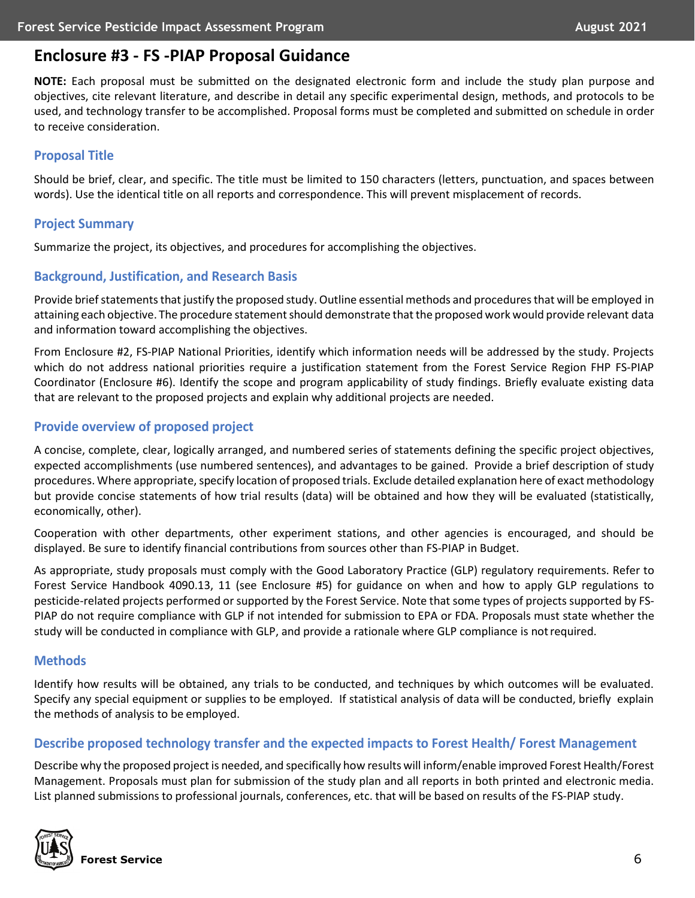# Enclosure #3 - FS -PIAP Proposal Guidance

**NOTE:** Each proposal must be submitted on the designated electronic form and include the study plan purpose and objectives, cite relevant literature, and describe in detail any specific experimental design, methods, and protocols to be used, and technology transfer to be accomplished. Proposal forms must be completed and submitted on schedule in order to receive consideration.

## Proposal Title

Should be brief, clear, and specific. The title must be limited to 150 characters (letters, punctuation, and spaces between words). Use the identical title on all reports and correspondence. This will prevent misplacement of records.

## Project Summary

Summarize the project, its objectives, and procedures for accomplishing the objectives.

## Background, Justification, and Research Basis

Provide brief statements that justify the proposed study. Outline essential methods and procedures that will be employed in attaining each objective. The procedure statement should demonstrate that the proposed work would provide relevant data and information toward accomplishing the objectives.

From Enclosure #2, FS-PIAP National Priorities, identify which information needs will be addressed by the study. Projects which do not address national priorities require a justification statement from the Forest Service Region FHP FS-PIAP Coordinator (Enclosure #6). Identify the scope and program applicability of study findings. Briefly evaluate existing data that are relevant to the proposed projects and explain why additional projects are needed.

## Provide overview of proposed project

A concise, complete, clear, logically arranged, and numbered series of statements defining the specific project objectives, expected accomplishments (use numbered sentences), and advantages to be gained. Provide a brief description of study procedures. Where appropriate, specify location of proposed trials. Exclude detailed explanation here of exact methodology but provide concise statements of how trial results (data) will be obtained and how they will be evaluated (statistically, economically, other).

Cooperation with other departments, other experiment stations, and other agencies is encouraged, and should be displayed. Be sure to identify financial contributions from sources other than FS-PIAP in Budget.

As appropriate, study proposals must comply with the Good Laboratory Practice (GLP) regulatory requirements. Refer to Forest Service Handbook 4090.13, 11 (see Enclosure #5) for guidance on when and how to apply GLP regulations to pesticide-related projects performed or supported by the Forest Service. Note that some types of projects supported by FS-PIAP do not require compliance with GLP if not intended for submission to EPA or FDA. Proposals must state whether the study will be conducted in compliance with GLP, and provide a rationale where GLP compliance is not required.

## Methods

Identify how results will be obtained, any trials to be conducted, and techniques by which outcomes will be evaluated. Specify any special equipment or supplies to be employed. If statistical analysis of data will be conducted, briefly explain the methods of analysis to be employed.

## Describe proposed technology transfer and the expected impacts to Forest Health/ Forest Management

Describe why the proposed project is needed, and specifically how results will inform/enable improved Forest Health/Forest Management. Proposals must plan for submission of the study plan and all reports in both printed and electronic media. List planned submissions to professional journals, conferences, etc. that will be based on results of the FS-PIAP study.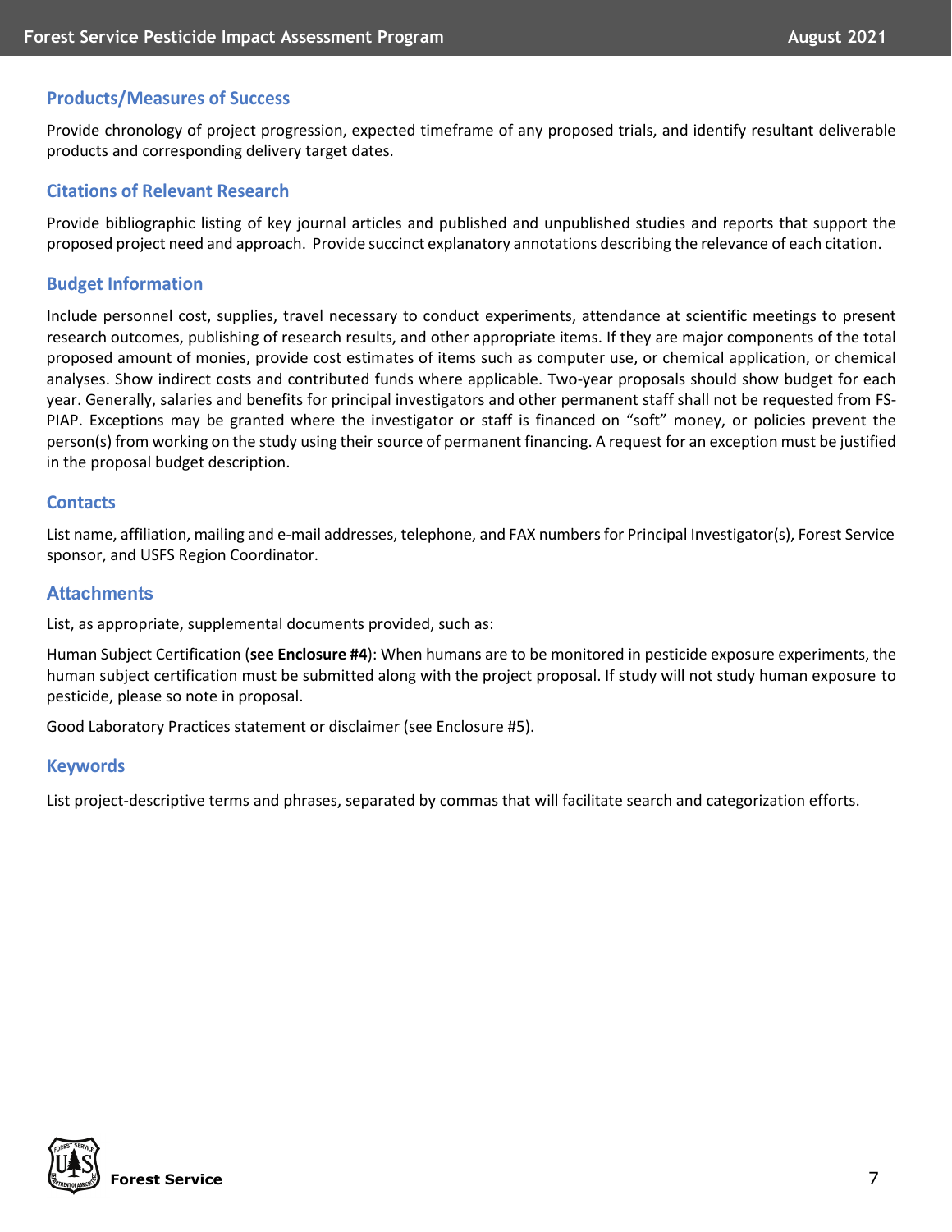## Products/Measures of Success

Provide chronology of project progression, expected timeframe of any proposed trials, and identify resultant deliverable products and corresponding delivery target dates.

## Citations of Relevant Research

Provide bibliographic listing of key journal articles and published and unpublished studies and reports that support the proposed project need and approach. Provide succinct explanatory annotations describing the relevance of each citation.

## Budget Information

Include personnel cost, supplies, travel necessary to conduct experiments, attendance at scientific meetings to present research outcomes, publishing of research results, and other appropriate items. If they are major components of the total proposed amount of monies, provide cost estimates of items such as computer use, or chemical application, or chemical analyses. Show indirect costs and contributed funds where applicable. Two-year proposals should show budget for each year. Generally, salaries and benefits for principal investigators and other permanent staff shall not be requested from FS-PIAP. Exceptions may be granted where the investigator or staff is financed on "soft" money, or policies prevent the person(s) from working on the study using their source of permanent financing. A request for an exception must be justified in the proposal budget description.

## Contacts

List name, affiliation, mailing and e-mail addresses, telephone, and FAX numbers for Principal Investigator(s), Forest Service sponsor, and USFS Region Coordinator.

## Attachments

List, as appropriate, supplemental documents provided, such as:

Human Subject Certification (**see Enclosure #4**): When humans are to be monitored in pesticide exposure experiments, the human subject certification must be submitted along with the project proposal. If study will not study human exposure to pesticide, please so note in proposal.

Good Laboratory Practices statement or disclaimer (see Enclosure #5).

## Keywords

List project-descriptive terms and phrases, separated by commas that will facilitate search and categorization efforts.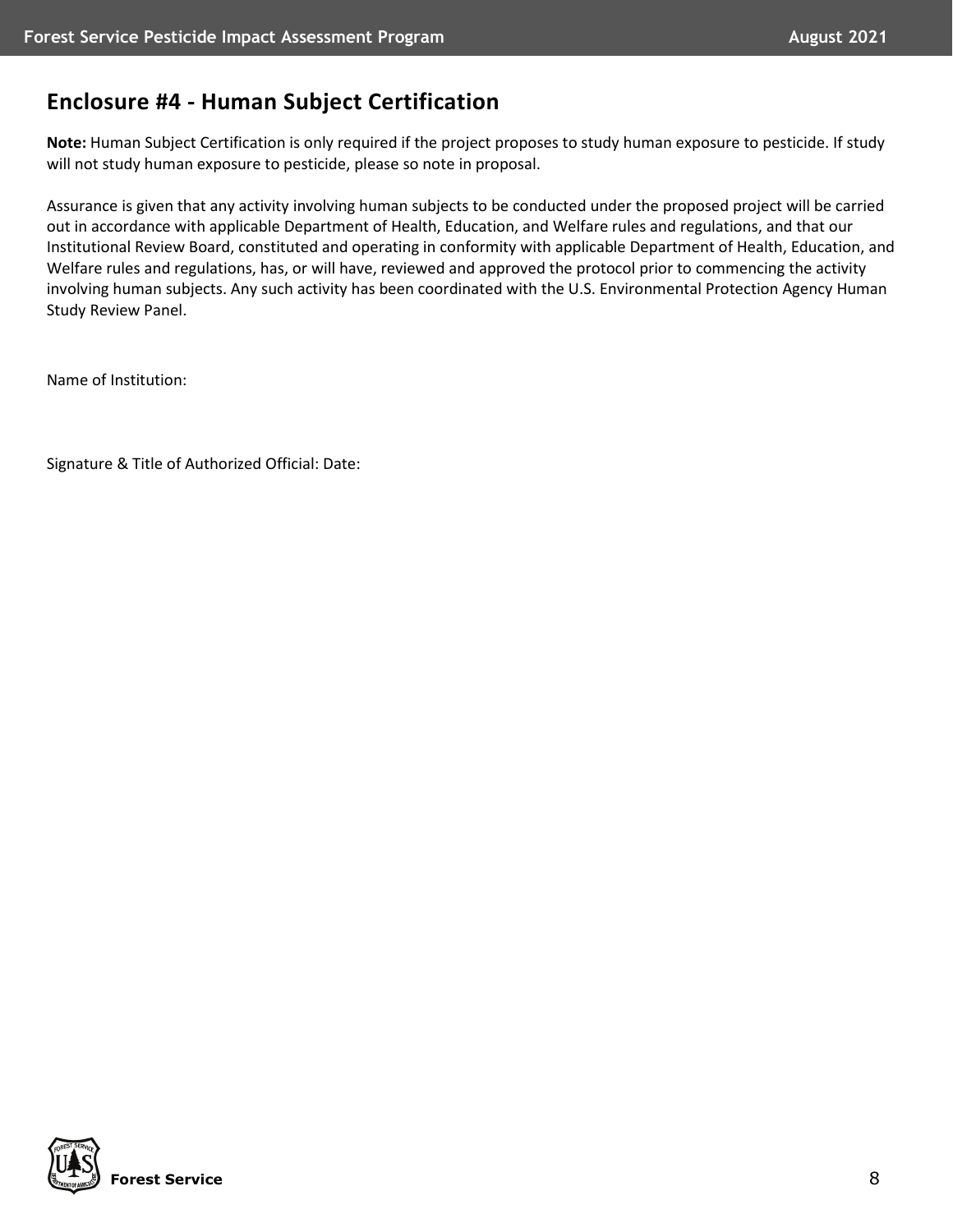## Enclosure #4 - Human Subject Certification

**Note:** Human Subject Certification is only required if the project proposes to study human exposure to pesticide. If study will not study human exposure to pesticide, please so note in proposal.

Assurance is given that any activity involving human subjects to be conducted under the proposed project will be carried out in accordance with applicable Department of Health, Education, and Welfare rules and regulations, and that our Institutional Review Board, constituted and operating in conformity with applicable Department of Health, Education, and Welfare rules and regulations, has, or will have, reviewed and approved the protocol prior to commencing the activity involving human subjects. Any such activity has been coordinated with the U.S. Environmental Protection Agency Human Study Review Panel.

Name of Institution:

Signature & Title of Authorized Official: Date: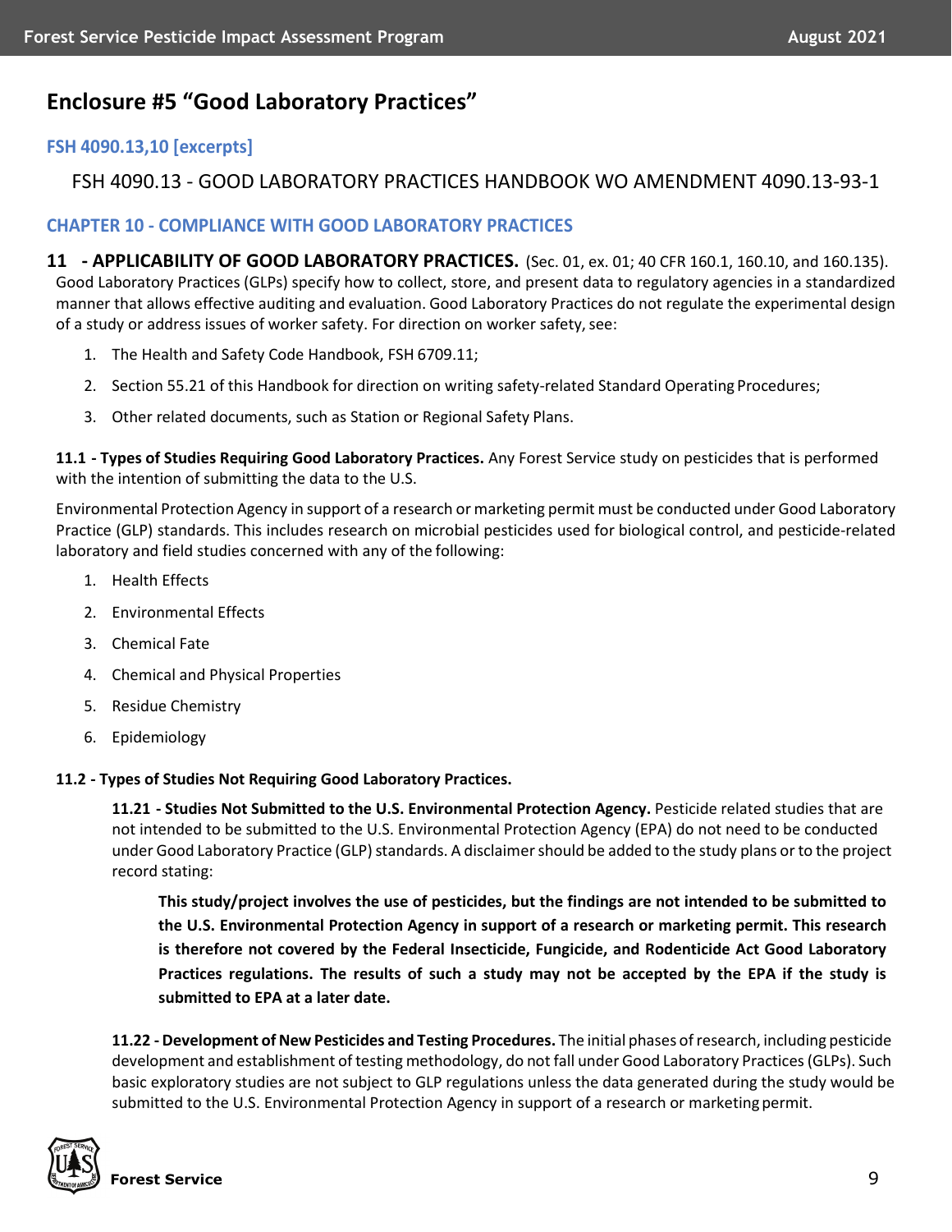# Enclosure #5 "Good Laboratory Practices"

## FSH 4090.13,10 [excerpts]

FSH 4090.13 - GOOD LABORATORY PRACTICES HANDBOOK WO AMENDMENT 4090.13-93-1

## CHAPTER 10 - COMPLIANCE WITH GOOD LABORATORY PRACTICES

### 11 - APPLICABILITY OF GOOD LABORATORY PRACTICES.

(Sec. 01, ex. 01; 40 CFR 160.1, 160.10, and 160.135). Good Laboratory Practices (GLPs) specify how to collect, store, and present data to regulatory agencies in a standardized manner that allows effective auditing and evaluation. Good Laboratory Practices do not regulate the experimental design of a study or address issues of worker safety. For direction on worker safety, see:

1. The Health and Safety Code Handbook, FSH 6709.11;
2. Section 55.21 of this Handbook for direction on writing safety-related Standard Operating Procedures;
3. Other related documents, such as Station or Regional Safety Plans.

**11.1 - Types of Studies Requiring Good Laboratory Practices.** Any Forest Service study on pesticides that is performed with the intention of submitting the data to the U.S.

Environmental Protection Agency in support of a research or marketing permit must be conducted under Good Laboratory Practice (GLP) standards. This includes research on microbial pesticides used for biological control, and pesticide-related laboratory and field studies concerned with any of the following:

1. Health Effects
2. Environmental Effects
3. Chemical Fate
4. Chemical and Physical Properties
5. Residue Chemistry
6. Epidemiology

**11.2 - Types of Studies Not Requiring Good Laboratory Practices.**

**11.21 - Studies Not Submitted to the U.S. Environmental Protection Agency.** Pesticide related studies that are not intended to be submitted to the U.S. Environmental Protection Agency (EPA) do not need to be conducted under Good Laboratory Practice (GLP) standards. A disclaimer should be added to the study plans or to the project record stating:

> **This study/project involves the use of pesticides, but the findings are not intended to be submitted to the U.S. Environmental Protection Agency in support of a research or marketing permit. This research is therefore not covered by the Federal Insecticide, Fungicide, and Rodenticide Act Good Laboratory Practices regulations. The results of such a study may not be accepted by the EPA if the study is submitted to EPA at a later date.**

**11.22 - Development of New Pesticides and Testing Procedures.** The initial phases of research, including pesticide development and establishment of testing methodology, do not fall under Good Laboratory Practices (GLPs). Such basic exploratory studies are not subject to GLP regulations unless the data generated during the study would be submitted to the U.S. Environmental Protection Agency in support of a research or marketing permit.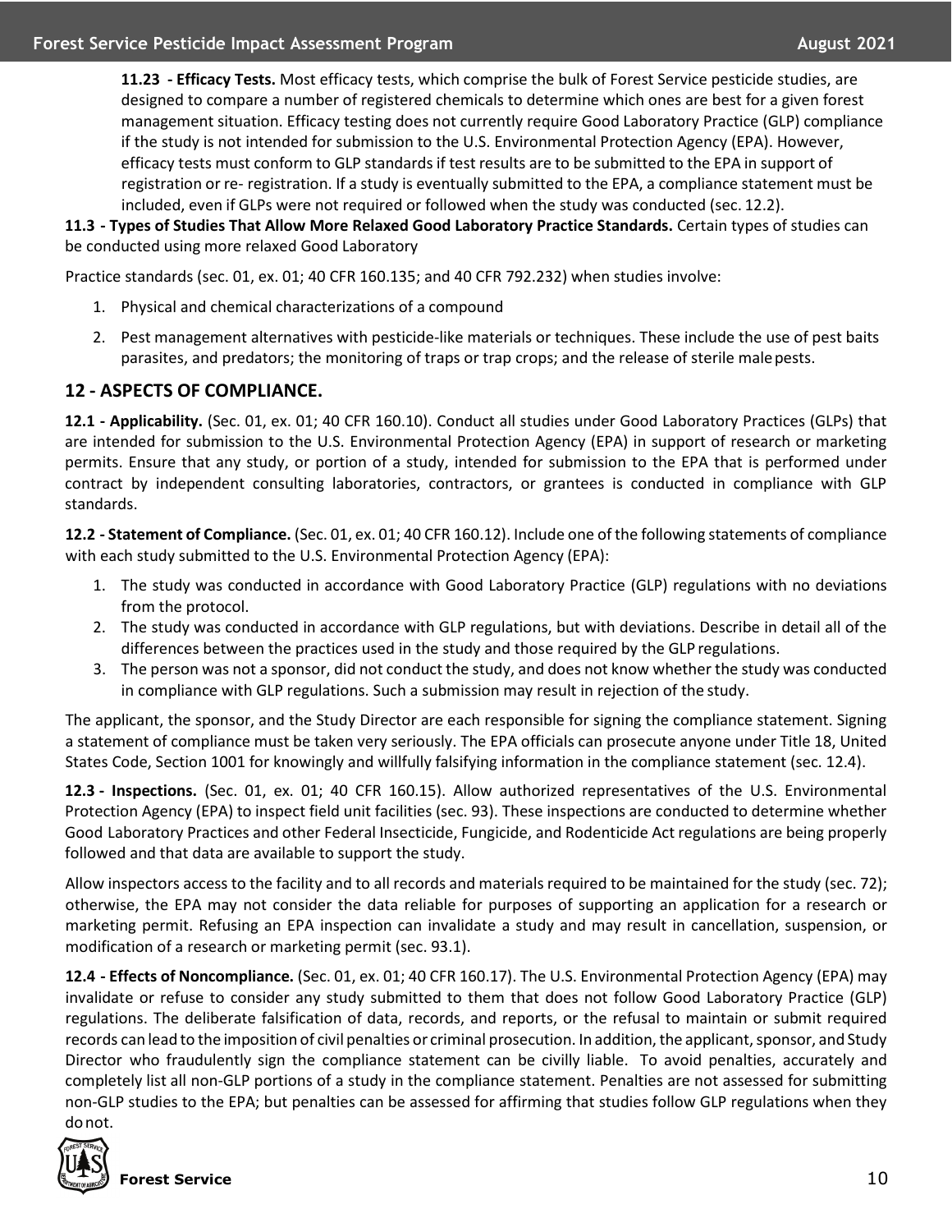**11.23 - Efficacy Tests.** Most efficacy tests, which comprise the bulk of Forest Service pesticide studies, are designed to compare a number of registered chemicals to determine which ones are best for a given forest management situation. Efficacy testing does not currently require Good Laboratory Practice (GLP) compliance if the study is not intended for submission to the U.S. Environmental Protection Agency (EPA). However, efficacy tests must conform to GLP standards if test results are to be submitted to the EPA in support of registration or re- registration. If a study is eventually submitted to the EPA, a compliance statement must be included, even if GLPs were not required or followed when the study was conducted (sec. 12.2).

**11.3 - Types of Studies That Allow More Relaxed Good Laboratory Practice Standards.** Certain types of studies can be conducted using more relaxed Good Laboratory

Practice standards (sec. 01, ex. 01; 40 CFR 160.135; and 40 CFR 792.232) when studies involve:

1. Physical and chemical characterizations of a compound
2. Pest management alternatives with pesticide-like materials or techniques. These include the use of pest baits parasites, and predators; the monitoring of traps or trap crops; and the release of sterile male pests.

## 12 - ASPECTS OF COMPLIANCE.

**12.1 - Applicability.** (Sec. 01, ex. 01; 40 CFR 160.10). Conduct all studies under Good Laboratory Practices (GLPs) that are intended for submission to the U.S. Environmental Protection Agency (EPA) in support of research or marketing permits. Ensure that any study, or portion of a study, intended for submission to the EPA that is performed under contract by independent consulting laboratories, contractors, or grantees is conducted in compliance with GLP standards.

**12.2 - Statement of Compliance.** (Sec. 01, ex. 01; 40 CFR 160.12). Include one of the following statements of compliance with each study submitted to the U.S. Environmental Protection Agency (EPA):

1. The study was conducted in accordance with Good Laboratory Practice (GLP) regulations with no deviations from the protocol.
2. The study was conducted in accordance with GLP regulations, but with deviations. Describe in detail all of the differences between the practices used in the study and those required by the GLP regulations.
3. The person was not a sponsor, did not conduct the study, and does not know whether the study was conducted in compliance with GLP regulations. Such a submission may result in rejection of the study.

The applicant, the sponsor, and the Study Director are each responsible for signing the compliance statement. Signing a statement of compliance must be taken very seriously. The EPA officials can prosecute anyone under Title 18, United States Code, Section 1001 for knowingly and willfully falsifying information in the compliance statement (sec. 12.4).

**12.3 - Inspections.** (Sec. 01, ex. 01; 40 CFR 160.15). Allow authorized representatives of the U.S. Environmental Protection Agency (EPA) to inspect field unit facilities (sec. 93). These inspections are conducted to determine whether Good Laboratory Practices and other Federal Insecticide, Fungicide, and Rodenticide Act regulations are being properly followed and that data are available to support the study.

Allow inspectors access to the facility and to all records and materials required to be maintained for the study (sec. 72); otherwise, the EPA may not consider the data reliable for purposes of supporting an application for a research or marketing permit. Refusing an EPA inspection can invalidate a study and may result in cancellation, suspension, or modification of a research or marketing permit (sec. 93.1).

**12.4 - Effects of Noncompliance.** (Sec. 01, ex. 01; 40 CFR 160.17). The U.S. Environmental Protection Agency (EPA) may invalidate or refuse to consider any study submitted to them that does not follow Good Laboratory Practice (GLP) regulations. The deliberate falsification of data, records, and reports, or the refusal to maintain or submit required records can lead to the imposition of civil penalties or criminal prosecution. In addition, the applicant, sponsor, and Study Director who fraudulently sign the compliance statement can be civilly liable. To avoid penalties, accurately and completely list all non-GLP portions of a study in the compliance statement. Penalties are not assessed for submitting non-GLP studies to the EPA; but penalties can be assessed for affirming that studies follow GLP regulations when they do not.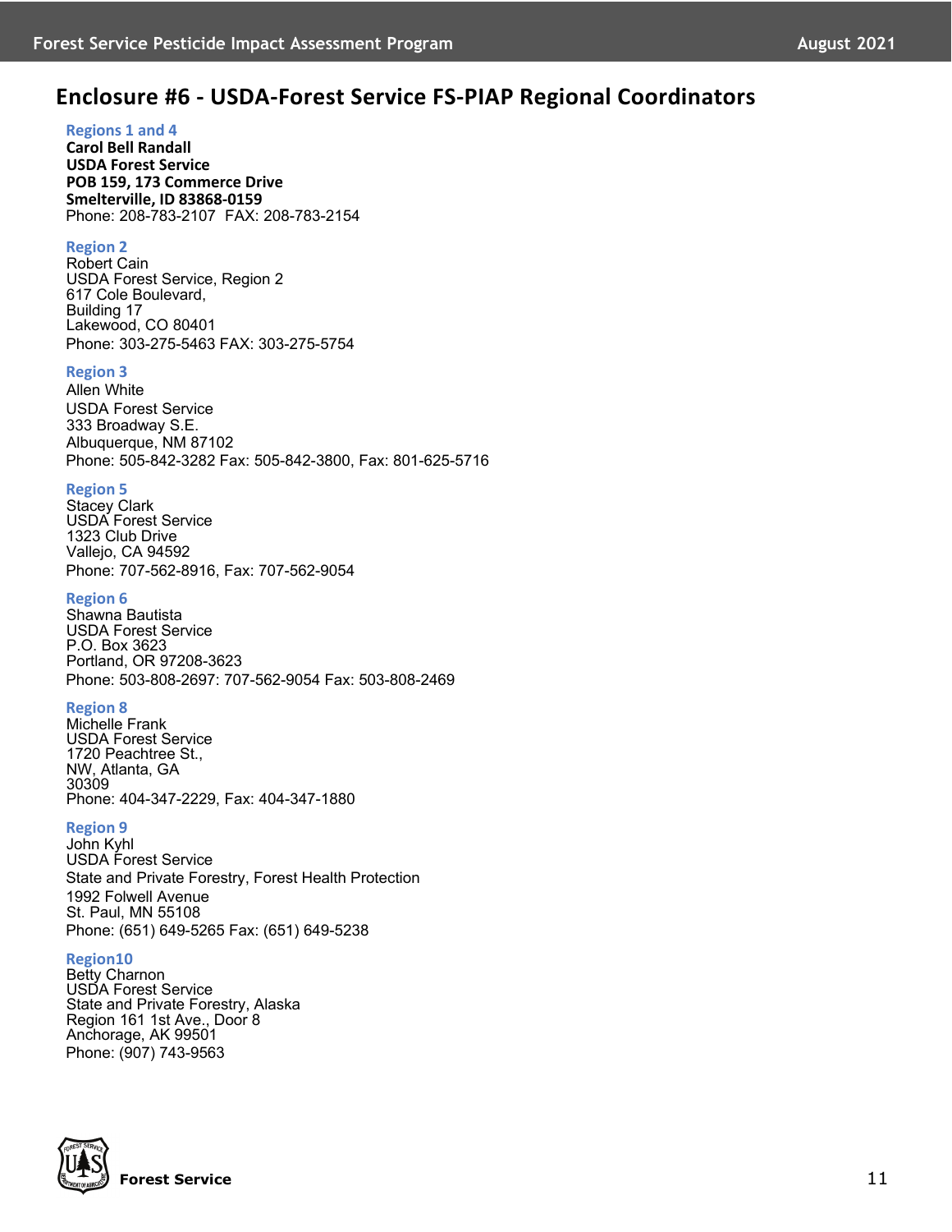# Enclosure #6 - USDA-Forest Service FS-PIAP Regional Coordinators

### Regions 1 and 4

**Carol Bell Randall**
**USDA Forest Service**
**POB 159, 173 Commerce Drive**
**Smelterville, ID 83868-0159**
Phone: 208-783-2107 FAX: 208-783-2154

### Region 2

Robert Cain
USDA Forest Service, Region 2
617 Cole Boulevard,
Building 17
Lakewood, CO 80401
Phone: 303-275-5463 FAX: 303-275-5754

### Region 3

Allen White
USDA Forest Service
333 Broadway S.E.
Albuquerque, NM 87102
Phone: 505-842-3282 Fax: 505-842-3800, Fax: 801-625-5716

### Region 5

Stacey Clark
USDA Forest Service
1323 Club Drive
Vallejo, CA 94592
Phone: 707-562-8916, Fax: 707-562-9054

### Region 6

Shawna Bautista
USDA Forest Service
P.O. Box 3623
Portland, OR 97208-3623
Phone: 503-808-2697: 707-562-9054 Fax: 503-808-2469

### Region 8

Michelle Frank
USDA Forest Service
1720 Peachtree St.,
NW, Atlanta, GA
30309
Phone: 404-347-2229, Fax: 404-347-1880

### Region 9

John Kyhl
USDA Forest Service
State and Private Forestry, Forest Health Protection
1992 Folwell Avenue
St. Paul, MN 55108
Phone: (651) 649-5265 Fax: (651) 649-5238

### Region10

Betty Charnon
USDA Forest Service
State and Private Forestry, Alaska
Region 161 1st Ave., Door 8
Anchorage, AK 99501
Phone: (907) 743-9563